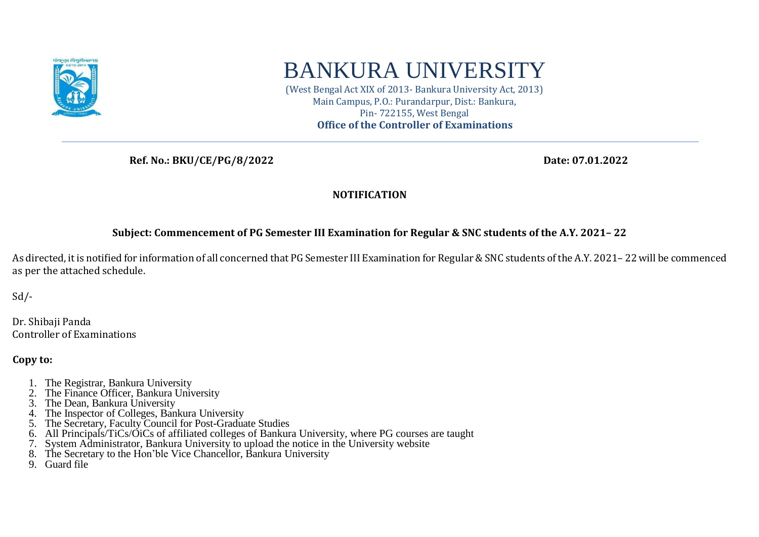# BANKURA UNIVERSITY

(West Bengal Act XIX of 2013- Bankura University Act, 2013)
Main Campus, P.O.: Purandarpur, Dist.: Bankura,
Pin- 722155, West Bengal
**Office of the Controller of Examinations**

---

**Ref. No.: BKU/CE/PG/8/2022** **Date: 07.01.2022**

**NOTIFICATION**

**Subject: Commencement of PG Semester III Examination for Regular & SNC students of the A.Y. 2021– 22**

As directed, it is notified for information of all concerned that PG Semester III Examination for Regular & SNC students of the A.Y. 2021– 22 will be commenced as per the attached schedule.

Sd/-

Dr. Shibaji Panda
Controller of Examinations

**Copy to:**

1. The Registrar, Bankura University
2. The Finance Officer, Bankura University
3. The Dean, Bankura University
4. The Inspector of Colleges, Bankura University
5. The Secretary, Faculty Council for Post-Graduate Studies
6. All Principals/TiCs/OiCs of affiliated colleges of Bankura University, where PG courses are taught
7. System Administrator, Bankura University to upload the notice in the University website
8. The Secretary to the Hon'ble Vice Chancellor, Bankura University
9. Guard file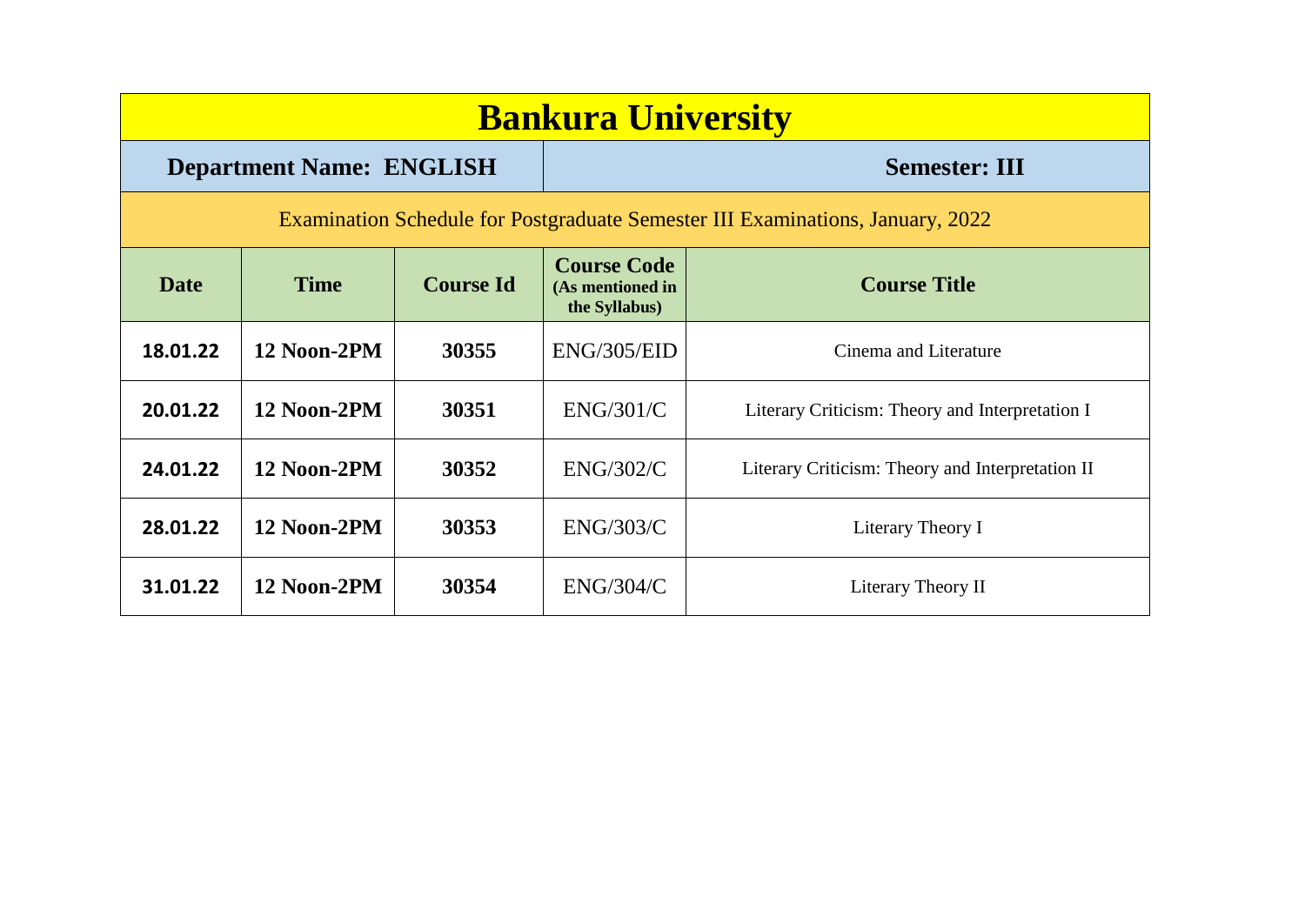# Bankura University

| **Department Name: ENGLISH** | **Semester: III** |
|---|---|

Examination Schedule for Postgraduate Semester III Examinations, January, 2022

| Date | Time | Course Id | Course Code (As mentioned in the Syllabus) | Course Title |
|---|---|---|---|---|
| **18.01.22** | **12 Noon-2PM** | **30355** | ENG/305/EID | Cinema and Literature |
| **20.01.22** | **12 Noon-2PM** | **30351** | ENG/301/C | Literary Criticism: Theory and Interpretation I |
| **24.01.22** | **12 Noon-2PM** | **30352** | ENG/302/C | Literary Criticism: Theory and Interpretation II |
| **28.01.22** | **12 Noon-2PM** | **30353** | ENG/303/C | Literary Theory I |
| **31.01.22** | **12 Noon-2PM** | **30354** | ENG/304/C | Literary Theory II |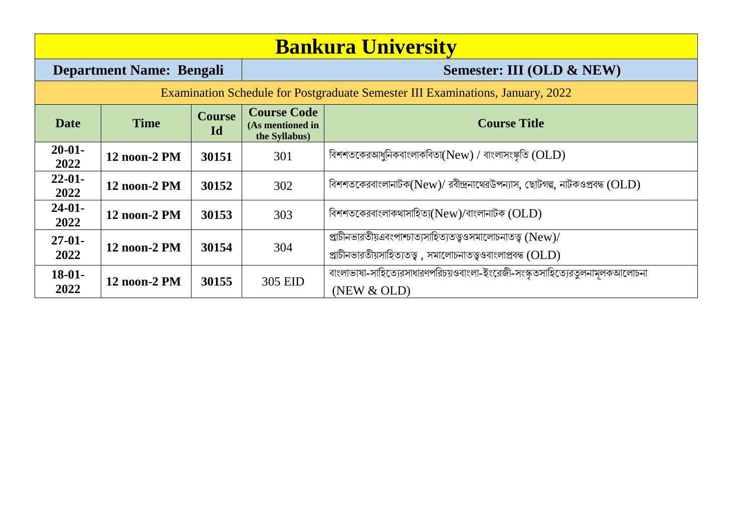# Bankura University

| Department Name: Bengali | | | Semester: III (OLD & NEW) | |
|---|---|---|---|---|
| Examination Schedule for Postgraduate Semester III Examinations, January, 2022 | | | | |
| **Date** | **Time** | **Course Id** | **Course Code (As mentioned in the Syllabus)** | **Course Title** |
| **20-01-2022** | **12 noon-2 PM** | **30151** | 301 | বিশশতকেরআধুনিকবাংলাকবিতা(New) / বাংলাসংস্কৃতি (OLD) |
| **22-01-2022** | **12 noon-2 PM** | **30152** | 302 | বিশশতকেরবাংলানাটক(New)/ রবীন্দ্রনাথেরউপন্যাস, ছোটগল্প, নাটকওপ্রবন্ধ (OLD) |
| **24-01-2022** | **12 noon-2 PM** | **30153** | 303 | বিশশতকেরবাংলাকথাসাহিত্য(New)/বাংলানাটক (OLD) |
| **27-01-2022** | **12 noon-2 PM** | **30154** | 304 | প্রাচীনভারতীয়এবংপাশ্চাত্যসাহিত্যতত্ত্বওসমালোচনাতত্ত্ব (New)/ প্রাচীনভারতীয়সাহিত্যতত্ত্ব , সমালোচনাতত্ত্বওবাংলাপ্রবন্ধ (OLD) |
| **18-01-2022** | **12 noon-2 PM** | **30155** | 305 EID | বাংলাভাষা-সাহিত্যেরসাধারণপরিচয়ওবাংলা-ইংরেজী-সংস্কৃতসাহিত্যেরতুলনামূলকআলোচনা (NEW & OLD) |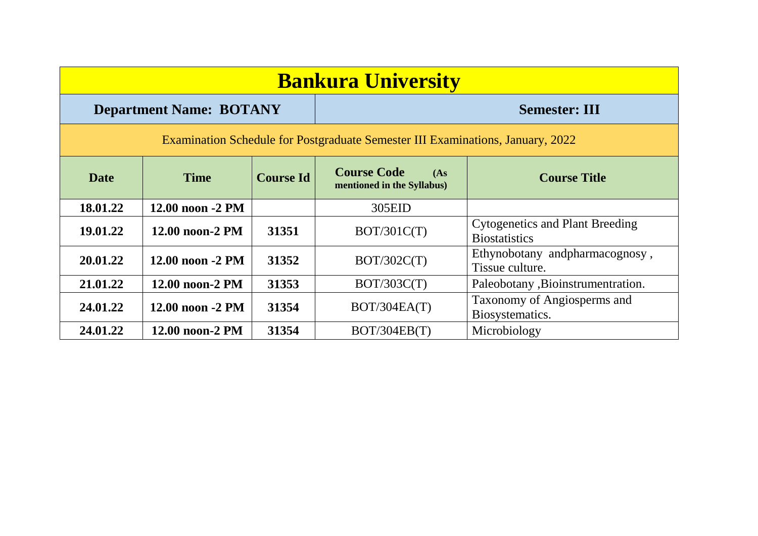# Bankura University

| Department Name: BOTANY | | | Semester: III | |
|---|---|---|---|---|
| Examination Schedule for Postgraduate Semester III Examinations, January, 2022 | | | | |
| **Date** | **Time** | **Course Id** | **Course Code** (As mentioned in the Syllabus) | **Course Title** |
| **18.01.22** | **12.00 noon -2 PM** | | 305EID | |
| **19.01.22** | **12.00 noon-2 PM** | **31351** | BOT/301C(T) | Cytogenetics and Plant Breeding Biostatistics |
| **20.01.22** | **12.00 noon -2 PM** | **31352** | BOT/302C(T) | Ethynobotany andpharmacognosy , Tissue culture. |
| **21.01.22** | **12.00 noon-2 PM** | **31353** | BOT/303C(T) | Paleobotany ,Bioinstrumentration. |
| **24.01.22** | **12.00 noon -2 PM** | **31354** | BOT/304EA(T) | Taxonomy of Angiosperms and Biosystematics. |
| **24.01.22** | **12.00 noon-2 PM** | **31354** | BOT/304EB(T) | Microbiology |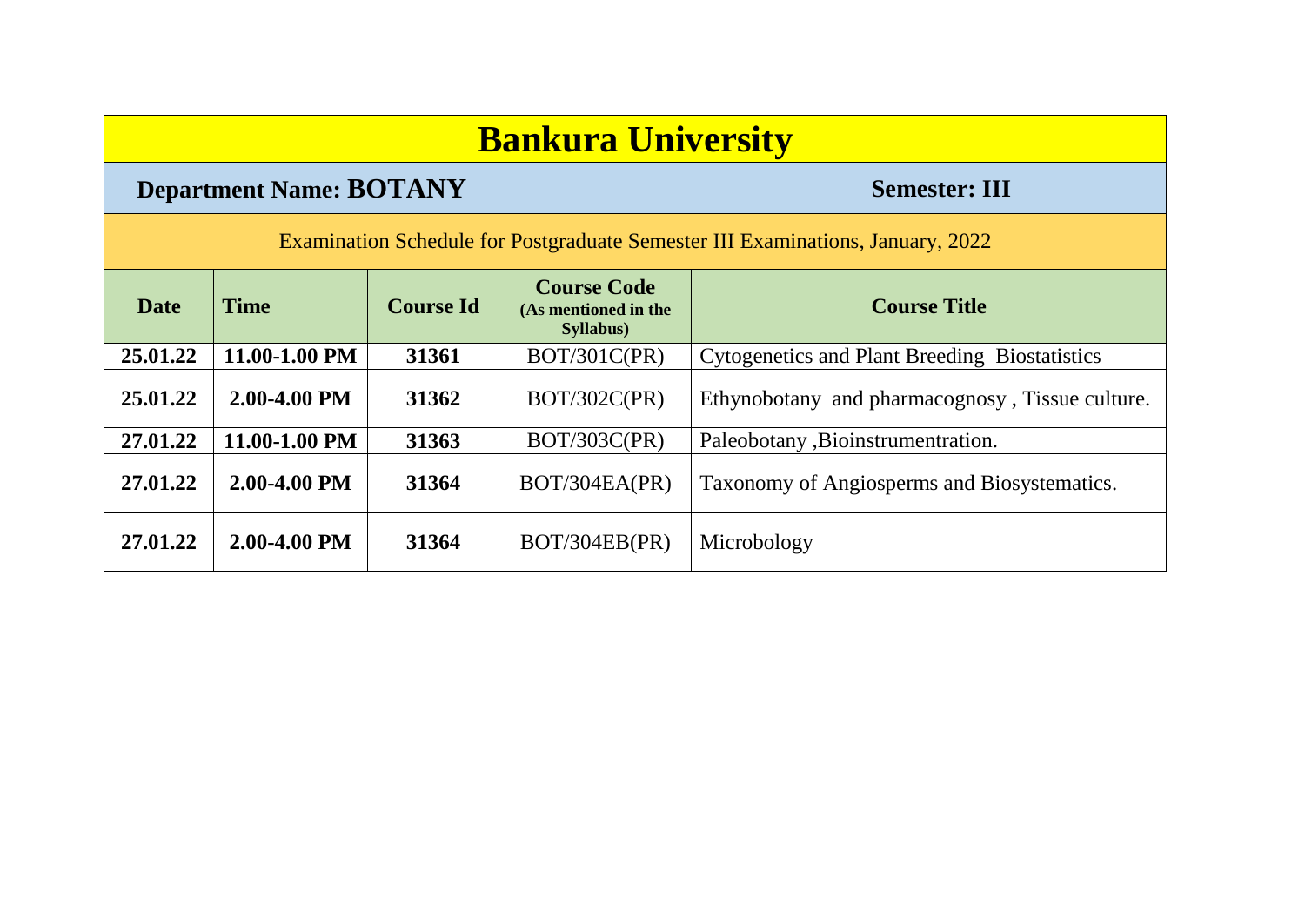# Bankura University

| Department Name: BOTANY | Semester: III |
|---|---|

Examination Schedule for Postgraduate Semester III Examinations, January, 2022

| Date | Time | Course Id | Course Code (As mentioned in the Syllabus) | Course Title |
|---|---|---|---|---|
| 25.01.22 | 11.00-1.00 PM | 31361 | BOT/301C(PR) | Cytogenetics and Plant Breeding  Biostatistics |
| 25.01.22 | 2.00-4.00 PM | 31362 | BOT/302C(PR) | Ethynobotany  and pharmacognosy , Tissue culture. |
| 27.01.22 | 11.00-1.00 PM | 31363 | BOT/303C(PR) | Paleobotany ,Bioinstrumentration. |
| 27.01.22 | 2.00-4.00 PM | 31364 | BOT/304EA(PR) | Taxonomy of Angiosperms and Biosystematics. |
| 27.01.22 | 2.00-4.00 PM | 31364 | BOT/304EB(PR) | Microbology |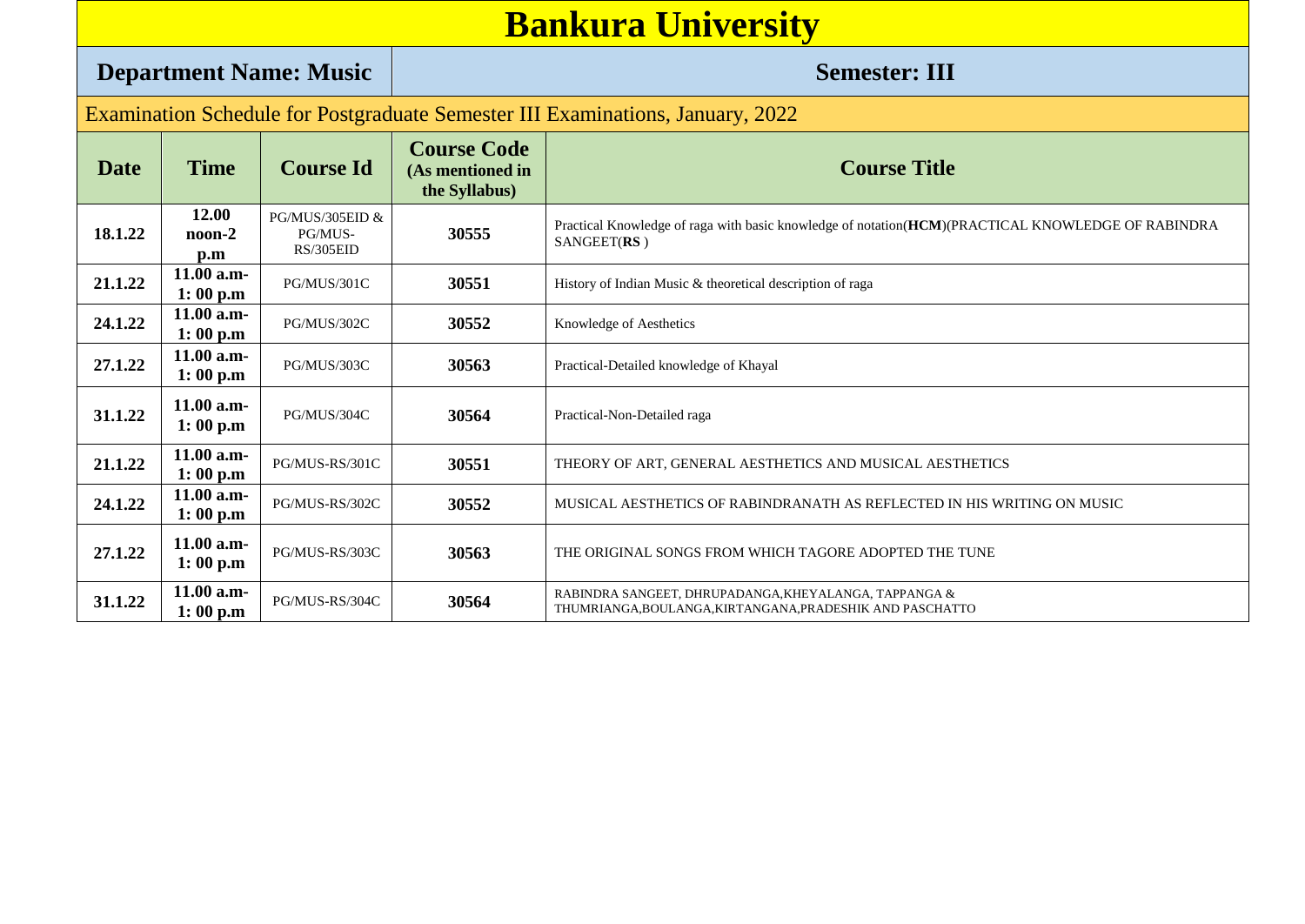# Bankura University

| Department Name: Music | Semester: III |
|---|---|

Examination Schedule for Postgraduate Semester III Examinations, January, 2022

| Date | Time | Course Id | Course Code (As mentioned in the Syllabus) | Course Title |
|---|---|---|---|---|
| 18.1.22 | 12.00 noon-2 p.m | PG/MUS/305EID & PG/MUS-RS/305EID | 30555 | Practical Knowledge of raga with basic knowledge of notation(**HCM**)(PRACTICAL KNOWLEDGE OF RABINDRA SANGEET(**RS** ) |
| 21.1.22 | 11.00 a.m-1: 00 p.m | PG/MUS/301C | 30551 | History of Indian Music & theoretical description of raga |
| 24.1.22 | 11.00 a.m-1: 00 p.m | PG/MUS/302C | 30552 | Knowledge of Aesthetics |
| 27.1.22 | 11.00 a.m-1: 00 p.m | PG/MUS/303C | 30563 | Practical-Detailed knowledge of Khayal |
| 31.1.22 | 11.00 a.m-1: 00 p.m | PG/MUS/304C | 30564 | Practical-Non-Detailed raga |
| 21.1.22 | 11.00 a.m-1: 00 p.m | PG/MUS-RS/301C | 30551 | THEORY OF ART, GENERAL AESTHETICS AND MUSICAL AESTHETICS |
| 24.1.22 | 11.00 a.m-1: 00 p.m | PG/MUS-RS/302C | 30552 | MUSICAL AESTHETICS OF RABINDRANATH AS REFLECTED IN HIS WRITING ON MUSIC |
| 27.1.22 | 11.00 a.m-1: 00 p.m | PG/MUS-RS/303C | 30563 | THE ORIGINAL SONGS FROM WHICH TAGORE ADOPTED THE TUNE |
| 31.1.22 | 11.00 a.m-1: 00 p.m | PG/MUS-RS/304C | 30564 | RABINDRA SANGEET, DHRUPADANGA,KHEYALANGA, TAPPANGA & THUMRIANGA,BOULANGA,KIRTANGANA,PRADESHIK AND PASCHATTO |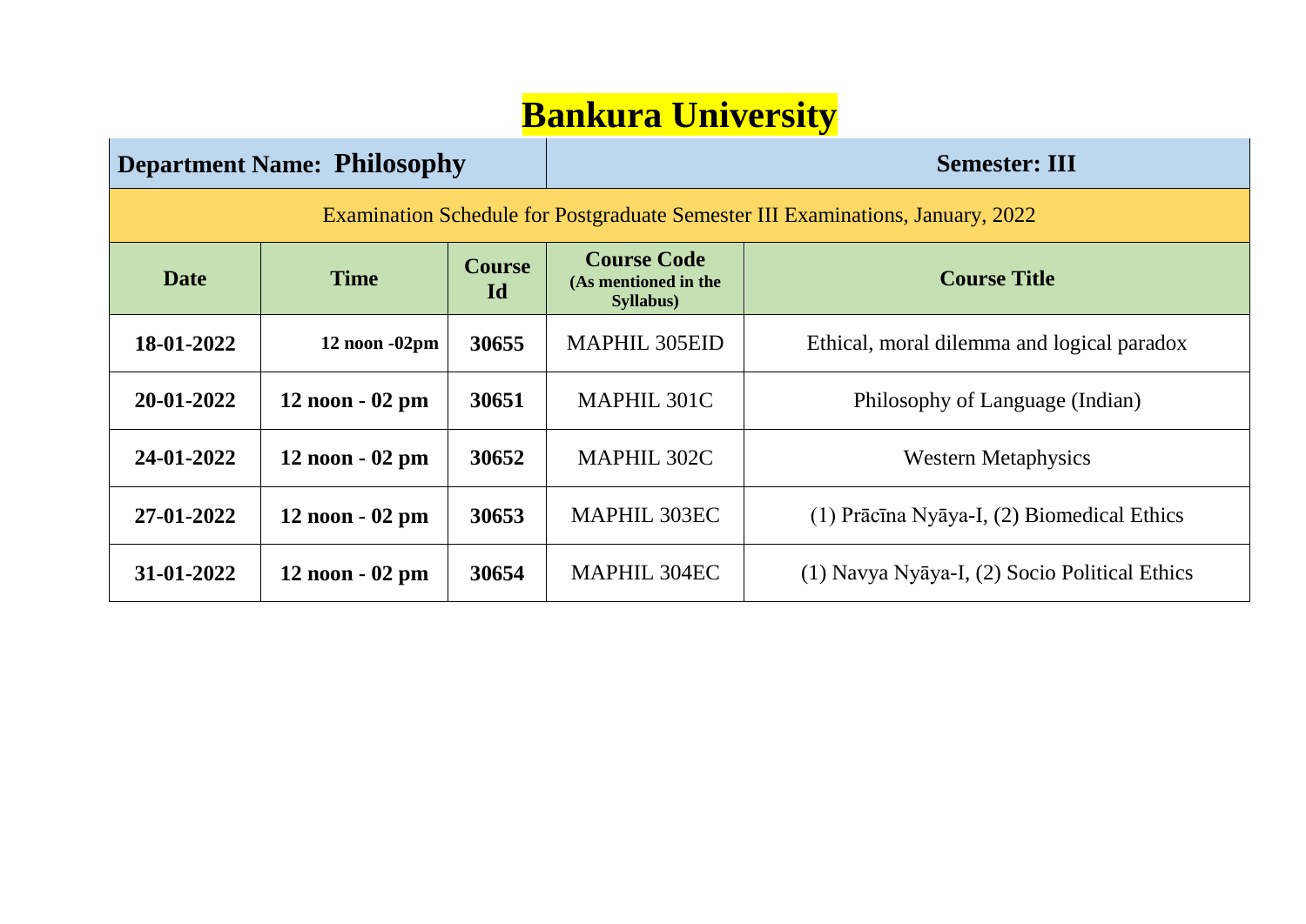# Bankura University

| **Department Name: Philosophy** | | | **Semester: III** | |
|---|---|---|---|---|
| Examination Schedule for Postgraduate Semester III Examinations, January, 2022 | | | | |
| **Date** | **Time** | **Course Id** | **Course Code (As mentioned in the Syllabus)** | **Course Title** |
| **18-01-2022** | **12 noon -02pm** | **30655** | MAPHIL 305EID | Ethical, moral dilemma and logical paradox |
| **20-01-2022** | **12 noon - 02 pm** | **30651** | MAPHIL 301C | Philosophy of Language (Indian) |
| **24-01-2022** | **12 noon - 02 pm** | **30652** | MAPHIL 302C | Western Metaphysics |
| **27-01-2022** | **12 noon - 02 pm** | **30653** | MAPHIL 303EC | (1) Prācīna Nyāya-I, (2) Biomedical Ethics |
| **31-01-2022** | **12 noon - 02 pm** | **30654** | MAPHIL 304EC | (1) Navya Nyāya-I, (2) Socio Political Ethics |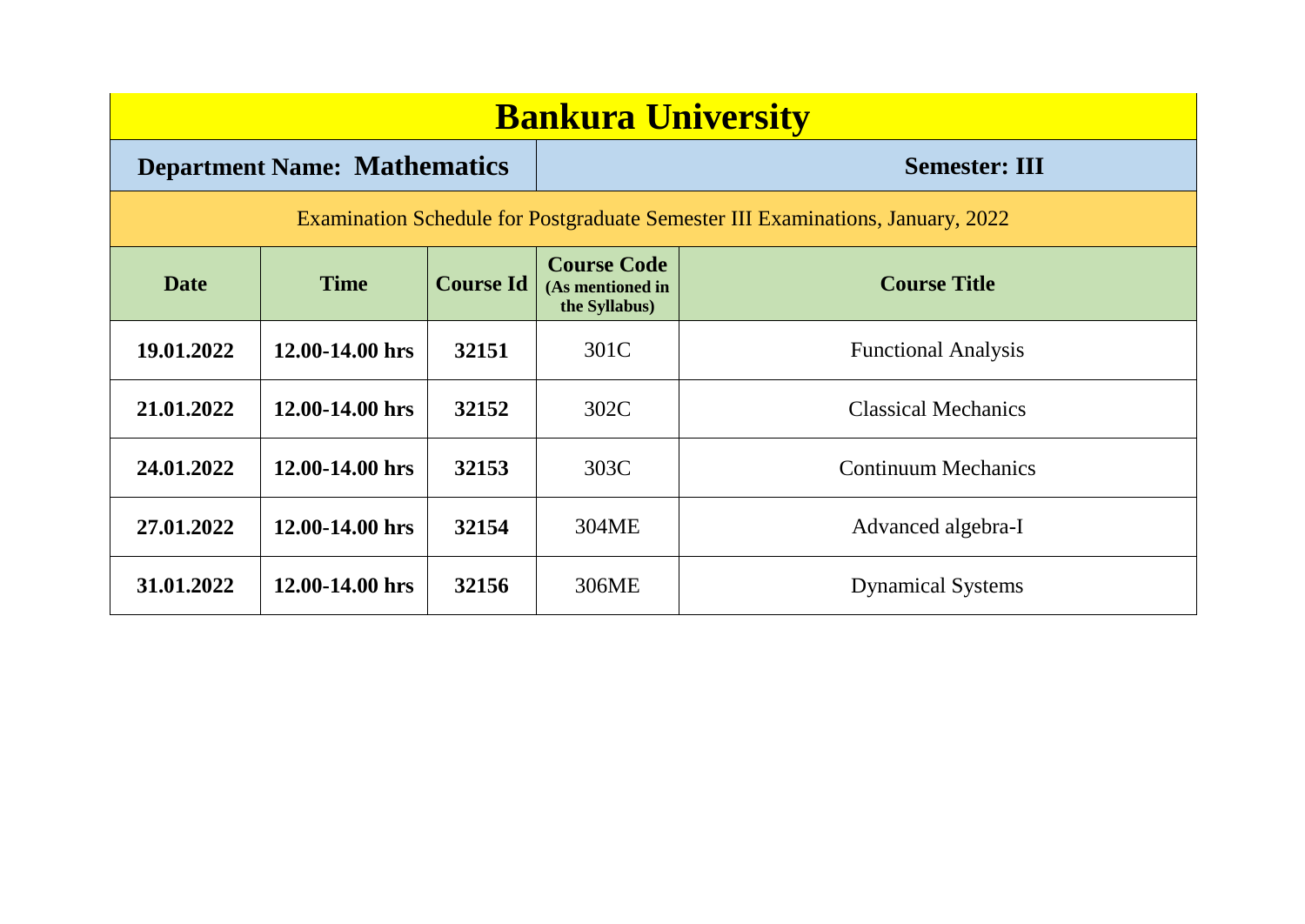# Bankura University

**Department Name: Mathematics** | **Semester: III**

Examination Schedule for Postgraduate Semester III Examinations, January, 2022

| Date | Time | Course Id | Course Code (As mentioned in the Syllabus) | Course Title |
|---|---|---|---|---|
| **19.01.2022** | **12.00-14.00 hrs** | **32151** | 301C | Functional Analysis |
| **21.01.2022** | **12.00-14.00 hrs** | **32152** | 302C | Classical Mechanics |
| **24.01.2022** | **12.00-14.00 hrs** | **32153** | 303C | Continuum Mechanics |
| **27.01.2022** | **12.00-14.00 hrs** | **32154** | 304ME | Advanced algebra-I |
| **31.01.2022** | **12.00-14.00 hrs** | **32156** | 306ME | Dynamical Systems |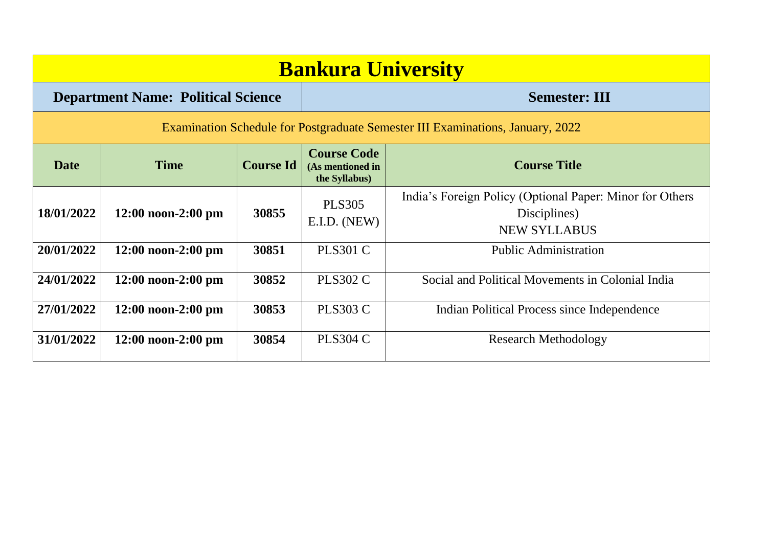# Bankura University

| Department Name: Political Science | Semester: III |
|---|---|

Examination Schedule for Postgraduate Semester III Examinations, January, 2022

| Date | Time | Course Id | Course Code (As mentioned in the Syllabus) | Course Title |
|---|---|---|---|---|
| **18/01/2022** | **12:00 noon-2:00 pm** | **30855** | PLS305 E.I.D. (NEW) | India's Foreign Policy (Optional Paper: Minor for Others Disciplines) NEW SYLLABUS |
| **20/01/2022** | **12:00 noon-2:00 pm** | **30851** | PLS301 C | Public Administration |
| **24/01/2022** | **12:00 noon-2:00 pm** | **30852** | PLS302 C | Social and Political Movements in Colonial India |
| **27/01/2022** | **12:00 noon-2:00 pm** | **30853** | PLS303 C | Indian Political Process since Independence |
| **31/01/2022** | **12:00 noon-2:00 pm** | **30854** | PLS304 C | Research Methodology |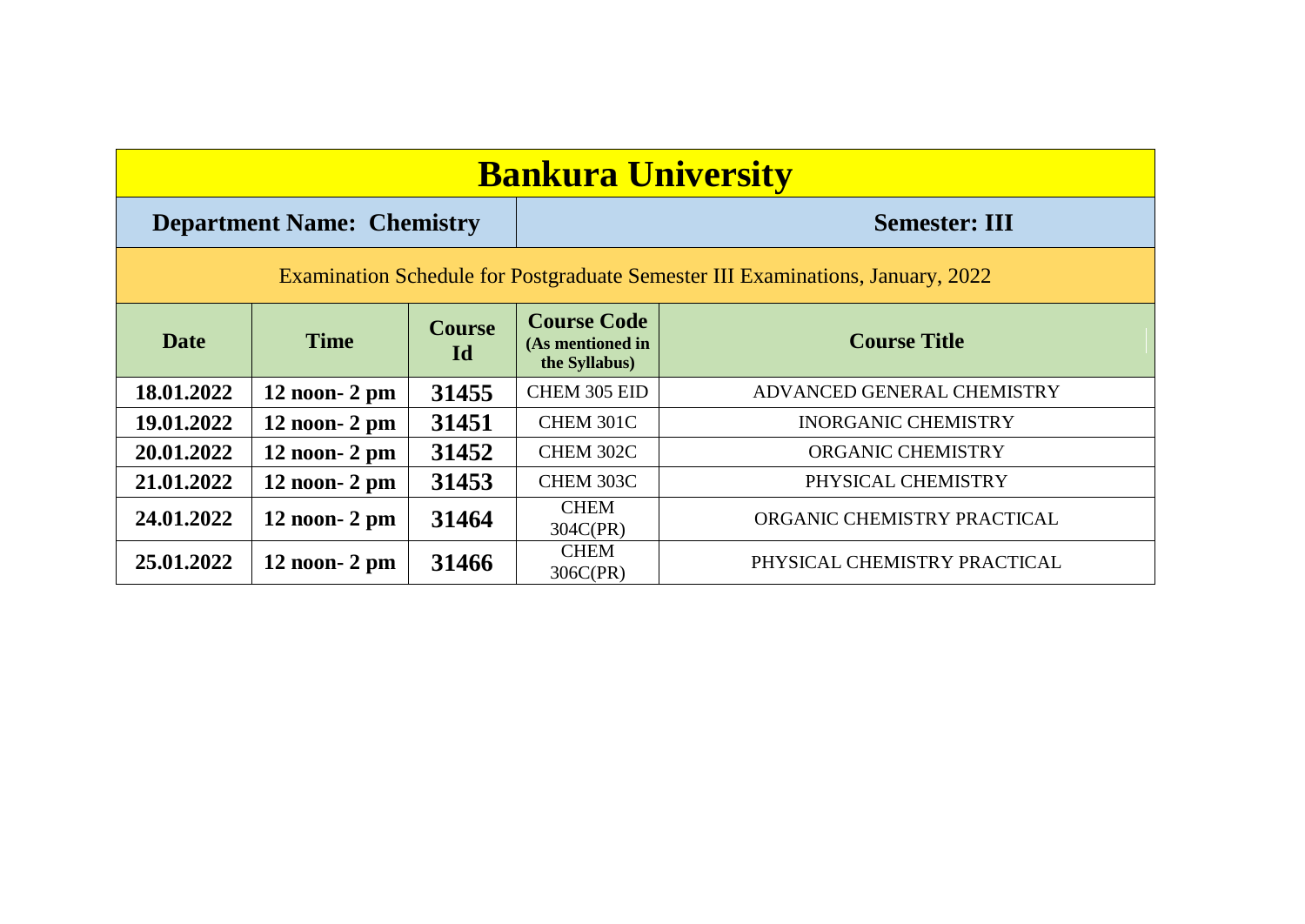# Bankura University

**Department Name: Chemistry** | **Semester: III**

Examination Schedule for Postgraduate Semester III Examinations, January, 2022

| Date | Time | Course Id | Course Code (As mentioned in the Syllabus) | Course Title |
|---|---|---|---|---|
| **18.01.2022** | **12 noon- 2 pm** | **31455** | CHEM 305 EID | ADVANCED GENERAL CHEMISTRY |
| **19.01.2022** | **12 noon- 2 pm** | **31451** | CHEM 301C | INORGANIC CHEMISTRY |
| **20.01.2022** | **12 noon- 2 pm** | **31452** | CHEM 302C | ORGANIC CHEMISTRY |
| **21.01.2022** | **12 noon- 2 pm** | **31453** | CHEM 303C | PHYSICAL CHEMISTRY |
| **24.01.2022** | **12 noon- 2 pm** | **31464** | CHEM 304C(PR) | ORGANIC CHEMISTRY PRACTICAL |
| **25.01.2022** | **12 noon- 2 pm** | **31466** | CHEM 306C(PR) | PHYSICAL CHEMISTRY PRACTICAL |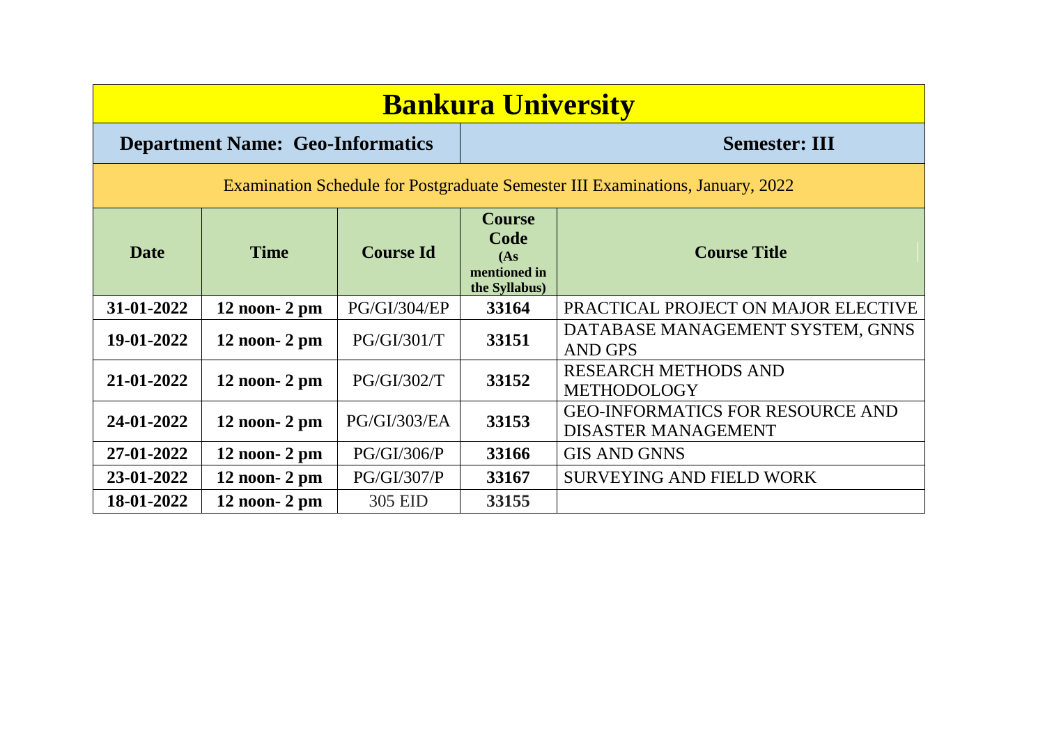# Bankura University

| **Department Name: Geo-Informatics** | **Semester: III** |
|---|---|

Examination Schedule for Postgraduate Semester III Examinations, January, 2022

| Date | Time | Course Id | Course Code (As mentioned in the Syllabus) | Course Title |
|---|---|---|---|---|
| **31-01-2022** | **12 noon- 2 pm** | PG/GI/304/EP | **33164** | PRACTICAL PROJECT ON MAJOR ELECTIVE |
| **19-01-2022** | **12 noon- 2 pm** | PG/GI/301/T | **33151** | DATABASE MANAGEMENT SYSTEM, GNNS AND GPS |
| **21-01-2022** | **12 noon- 2 pm** | PG/GI/302/T | **33152** | RESEARCH METHODS AND METHODOLOGY |
| **24-01-2022** | **12 noon- 2 pm** | PG/GI/303/EA | **33153** | GEO-INFORMATICS FOR RESOURCE AND DISASTER MANAGEMENT |
| **27-01-2022** | **12 noon- 2 pm** | PG/GI/306/P | **33166** | GIS AND GNNS |
| **23-01-2022** | **12 noon- 2 pm** | PG/GI/307/P | **33167** | SURVEYING AND FIELD WORK |
| **18-01-2022** | **12 noon- 2 pm** | 305 EID | **33155** | |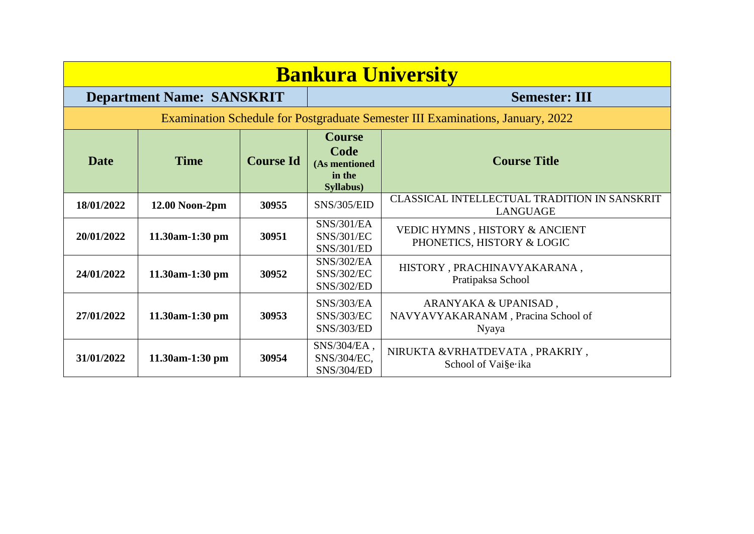# Bankura University

| **Department Name: SANSKRIT** | | | **Semester: III** | |
|---|---|---|---|---|
| Examination Schedule for Postgraduate Semester III Examinations, January, 2022 | | | | |
| **Date** | **Time** | **Course Id** | **Course Code (As mentioned in the Syllabus)** | **Course Title** |
| **18/01/2022** | **12.00 Noon-2pm** | **30955** | SNS/305/EID | CLASSICAL INTELLECTUAL TRADITION IN SANSKRIT LANGUAGE |
| **20/01/2022** | **11.30am-1:30 pm** | **30951** | SNS/301/EA SNS/301/EC SNS/301/ED | VEDIC HYMNS , HISTORY & ANCIENT PHONETICS, HISTORY & LOGIC |
| **24/01/2022** | **11.30am-1:30 pm** | **30952** | SNS/302/EA SNS/302/EC SNS/302/ED | HISTORY , PRACHINAVYAKARANA , Pratipaksa School |
| **27/01/2022** | **11.30am-1:30 pm** | **30953** | SNS/303/EA SNS/303/EC SNS/303/ED | ARANYAKA & UPANISAD , NAVYAVYAKARANAM , Pracina School of Nyaya |
| **31/01/2022** | **11.30am-1:30 pm** | **30954** | SNS/304/EA , SNS/304/EC, SNS/304/ED | NIRUKTA &VRHATDEVATA , PRAKRIY , School of Vai§e·ika |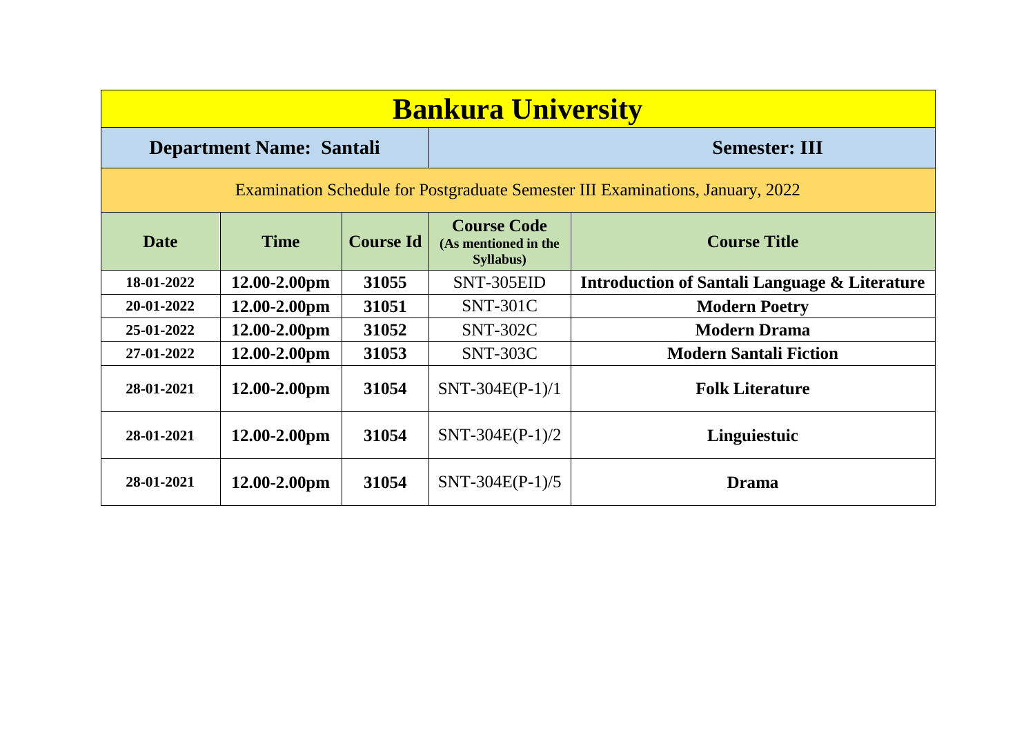# Bankura University

| **Department Name: Santali** | **Semester: III** |
|---|---|

Examination Schedule for Postgraduate Semester III Examinations, January, 2022

| Date | Time | Course Id | Course Code (As mentioned in the Syllabus) | Course Title |
|---|---|---|---|---|
| **18-01-2022** | **12.00-2.00pm** | **31055** | SNT-305EID | **Introduction of Santali Language & Literature** |
| **20-01-2022** | **12.00-2.00pm** | **31051** | SNT-301C | **Modern Poetry** |
| **25-01-2022** | **12.00-2.00pm** | **31052** | SNT-302C | **Modern Drama** |
| **27-01-2022** | **12.00-2.00pm** | **31053** | SNT-303C | **Modern Santali Fiction** |
| **28-01-2021** | **12.00-2.00pm** | **31054** | SNT-304E(P-1)/1 | **Folk Literature** |
| **28-01-2021** | **12.00-2.00pm** | **31054** | SNT-304E(P-1)/2 | **Linguiestuic** |
| **28-01-2021** | **12.00-2.00pm** | **31054** | SNT-304E(P-1)/5 | **Drama** |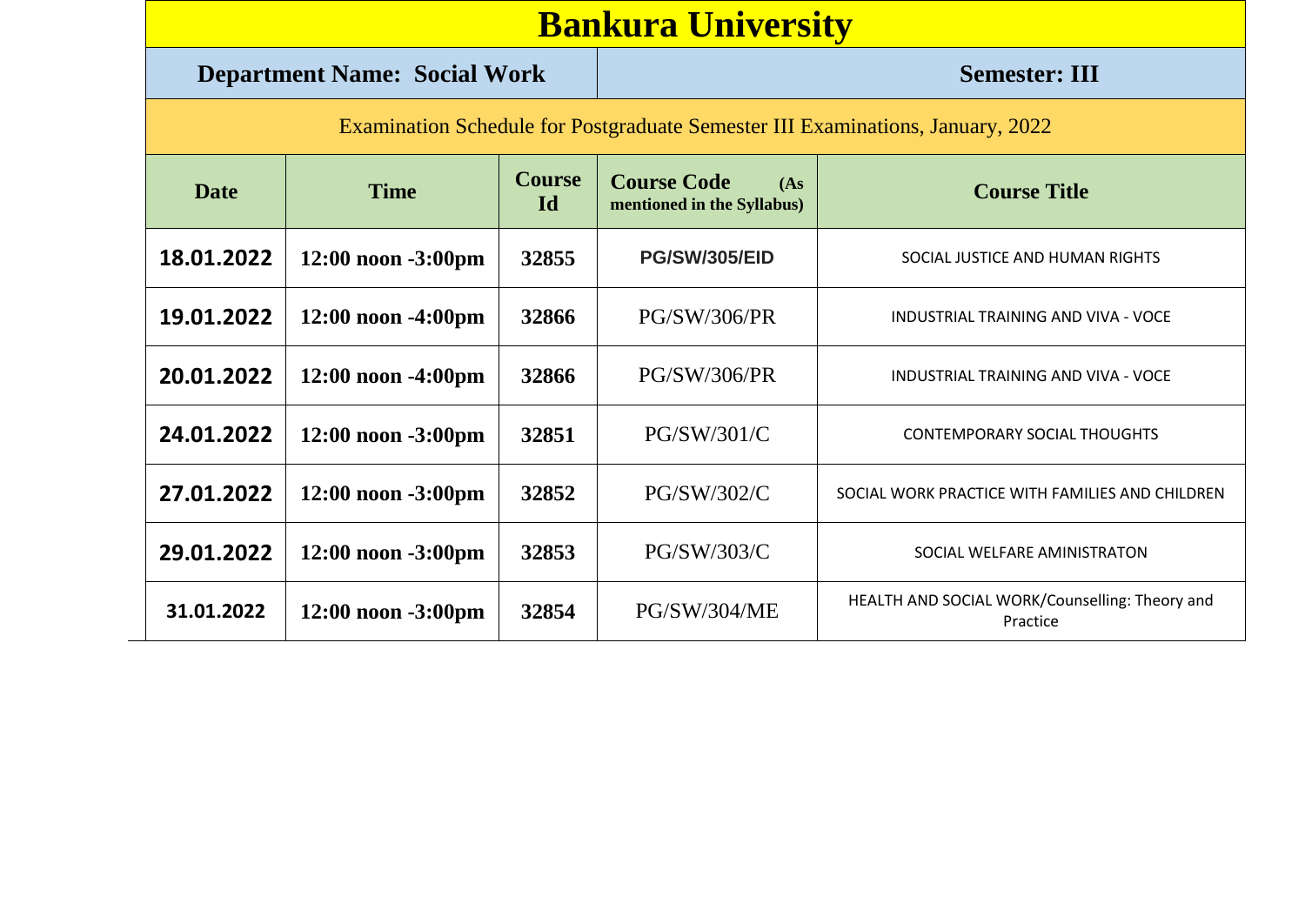# Bankura University

| **Department Name: Social Work** | **Semester: III** |
|---|---|

Examination Schedule for Postgraduate Semester III Examinations, January, 2022

| Date | Time | Course Id | Course Code (As mentioned in the Syllabus) | Course Title |
|---|---|---|---|---|
| **18.01.2022** | **12:00 noon -3:00pm** | **32855** | **PG/SW/305/EID** | SOCIAL JUSTICE AND HUMAN RIGHTS |
| **19.01.2022** | **12:00 noon -4:00pm** | **32866** | PG/SW/306/PR | INDUSTRIAL TRAINING AND VIVA - VOCE |
| **20.01.2022** | **12:00 noon -4:00pm** | **32866** | PG/SW/306/PR | INDUSTRIAL TRAINING AND VIVA - VOCE |
| **24.01.2022** | **12:00 noon -3:00pm** | **32851** | PG/SW/301/C | CONTEMPORARY SOCIAL THOUGHTS |
| **27.01.2022** | **12:00 noon -3:00pm** | **32852** | PG/SW/302/C | SOCIAL WORK PRACTICE WITH FAMILIES AND CHILDREN |
| **29.01.2022** | **12:00 noon -3:00pm** | **32853** | PG/SW/303/C | SOCIAL WELFARE AMINISTRATON |
| **31.01.2022** | **12:00 noon -3:00pm** | **32854** | PG/SW/304/ME | HEALTH AND SOCIAL WORK/Counselling: Theory and Practice |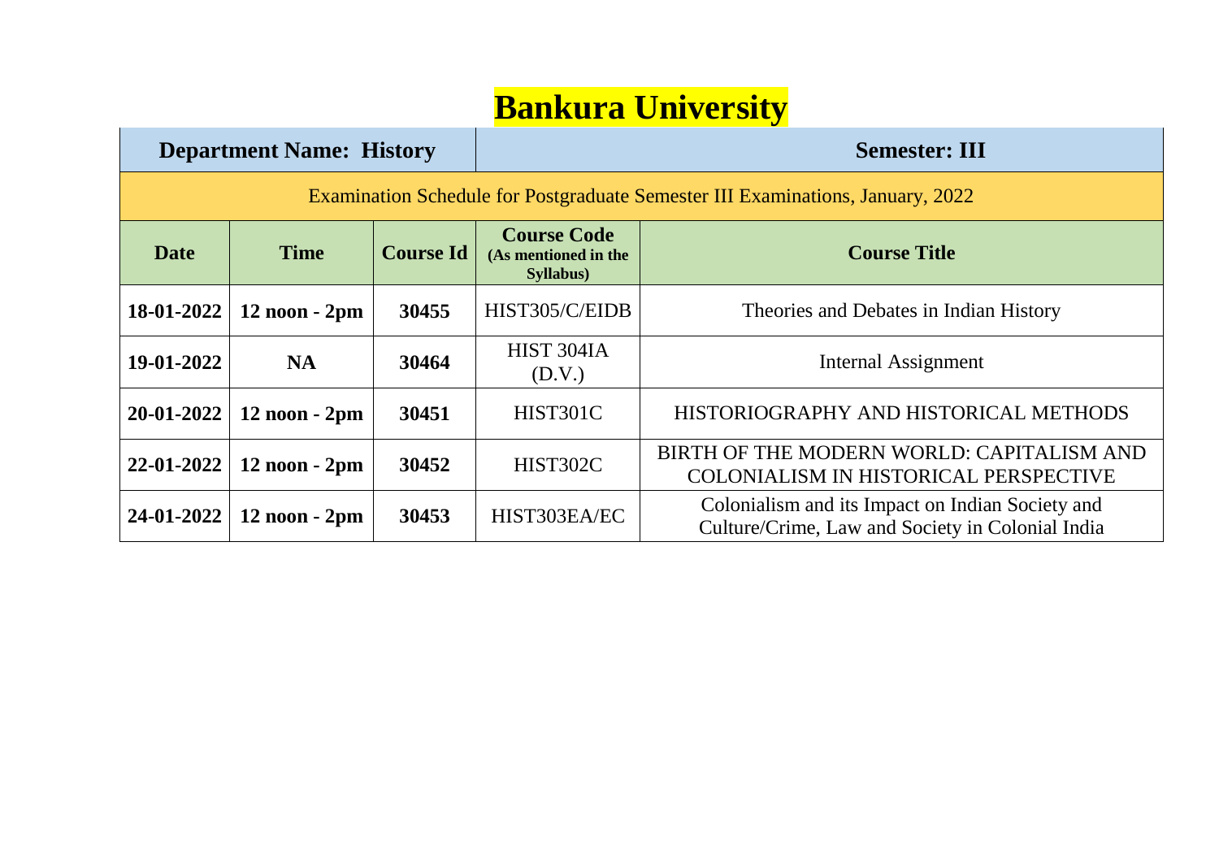# Bankura University

| Department Name: History | | | Semester: III | |
|---|---|---|---|---|
| Examination Schedule for Postgraduate Semester III Examinations, January, 2022 | | | | |
| **Date** | **Time** | **Course Id** | **Course Code (As mentioned in the Syllabus)** | **Course Title** |
| **18-01-2022** | **12 noon - 2pm** | **30455** | HIST305/C/EIDB | Theories and Debates in Indian History |
| **19-01-2022** | **NA** | **30464** | HIST 304IA (D.V.) | Internal Assignment |
| **20-01-2022** | **12 noon - 2pm** | **30451** | HIST301C | HISTORIOGRAPHY AND HISTORICAL METHODS |
| **22-01-2022** | **12 noon - 2pm** | **30452** | HIST302C | BIRTH OF THE MODERN WORLD: CAPITALISM AND COLONIALISM IN HISTORICAL PERSPECTIVE |
| **24-01-2022** | **12 noon - 2pm** | **30453** | HIST303EA/EC | Colonialism and its Impact on Indian Society and Culture/Crime, Law and Society in Colonial India |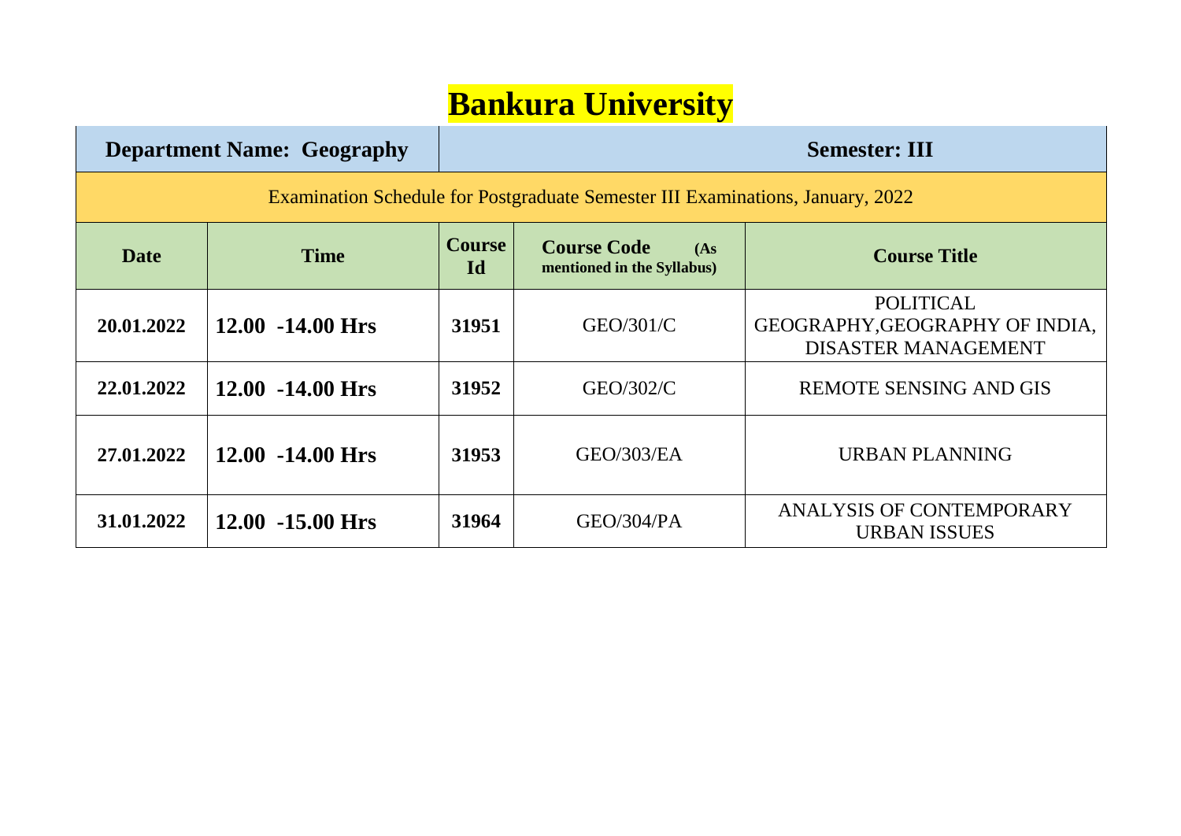# Bankura University

| **Department Name: Geography** | | **Semester: III** | | |
|---|---|---|---|---|
| Examination Schedule for Postgraduate Semester III Examinations, January, 2022 | | | | |
| **Date** | **Time** | **Course Id** | **Course Code** (As mentioned in the Syllabus) | **Course Title** |
| **20.01.2022** | **12.00 -14.00 Hrs** | **31951** | GEO/301/C | POLITICAL GEOGRAPHY,GEOGRAPHY OF INDIA, DISASTER MANAGEMENT |
| **22.01.2022** | **12.00 -14.00 Hrs** | **31952** | GEO/302/C | REMOTE SENSING AND GIS |
| **27.01.2022** | **12.00 -14.00 Hrs** | **31953** | GEO/303/EA | URBAN PLANNING |
| **31.01.2022** | **12.00 -15.00 Hrs** | **31964** | GEO/304/PA | ANALYSIS OF CONTEMPORARY URBAN ISSUES |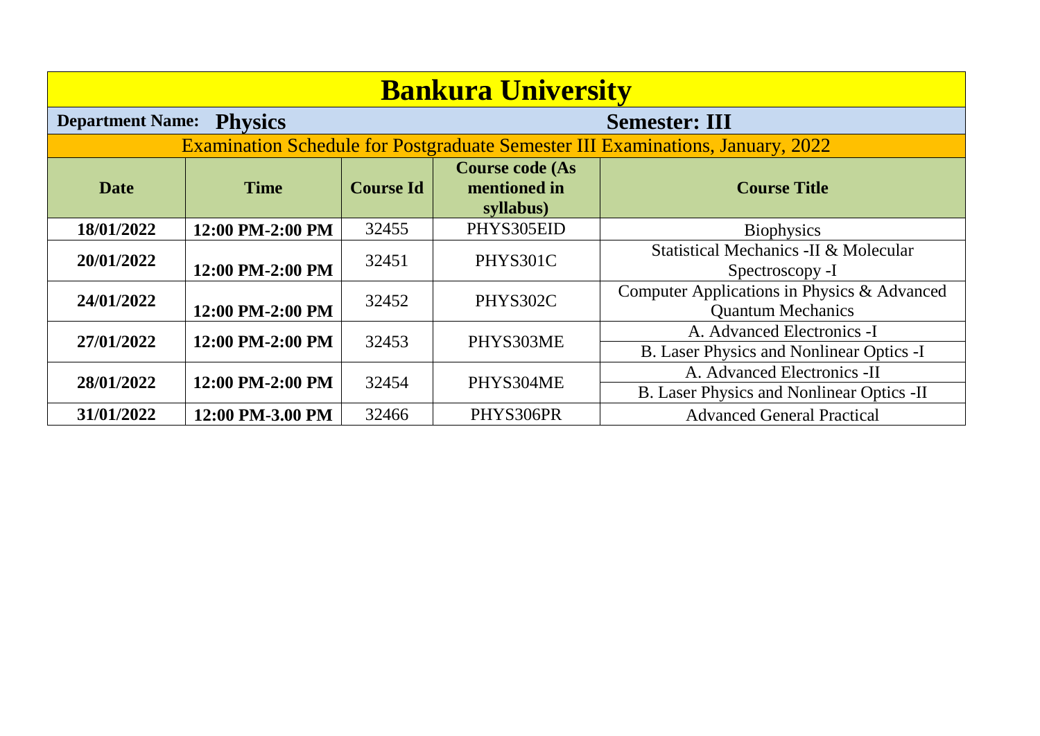# Bankura University

**Department Name: Physics** **Semester: III**

Examination Schedule for Postgraduate Semester III Examinations, January, 2022

| Date | Time | Course Id | Course code (As mentioned in syllabus) | Course Title |
|---|---|---|---|---|
| **18/01/2022** | **12:00 PM-2:00 PM** | 32455 | PHYS305EID | Biophysics |
| **20/01/2022** | **12:00 PM-2:00 PM** | 32451 | PHYS301C | Statistical Mechanics -II & Molecular Spectroscopy -I |
| **24/01/2022** | **12:00 PM-2:00 PM** | 32452 | PHYS302C | Computer Applications in Physics & Advanced Quantum Mechanics |
| **27/01/2022** | **12:00 PM-2:00 PM** | 32453 | PHYS303ME | A. Advanced Electronics -I |
| | | | | B. Laser Physics and Nonlinear Optics -I |
| **28/01/2022** | **12:00 PM-2:00 PM** | 32454 | PHYS304ME | A. Advanced Electronics -II |
| | | | | B. Laser Physics and Nonlinear Optics -II |
| **31/01/2022** | **12:00 PM-3.00 PM** | 32466 | PHYS306PR | Advanced General Practical |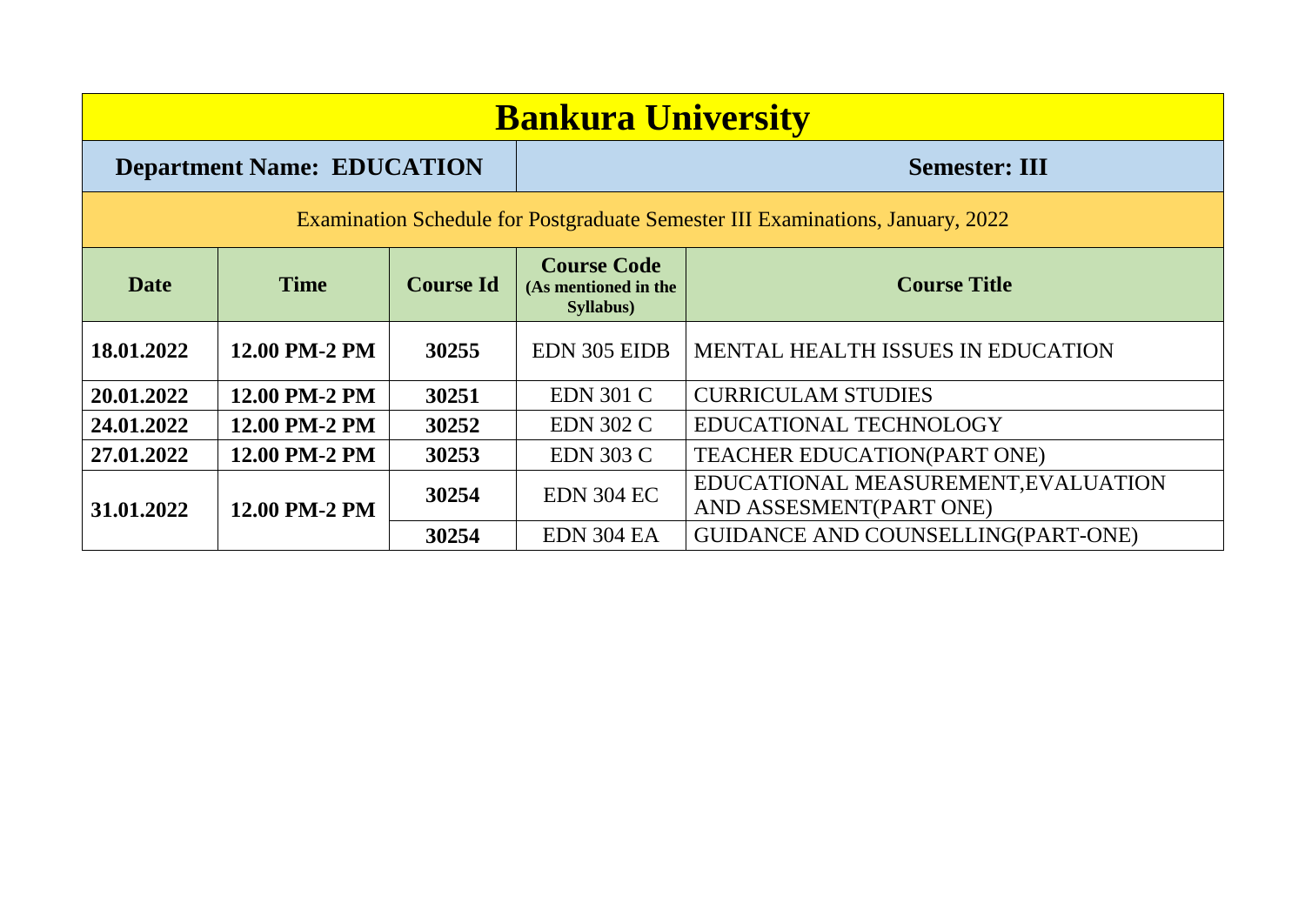# Bankura University

| **Department Name: EDUCATION** | **Semester: III** |
|---|---|

Examination Schedule for Postgraduate Semester III Examinations, January, 2022

| Date | Time | Course Id | Course Code (As mentioned in the Syllabus) | Course Title |
|---|---|---|---|---|
| **18.01.2022** | **12.00 PM-2 PM** | **30255** | EDN 305 EIDB | MENTAL HEALTH ISSUES IN EDUCATION |
| **20.01.2022** | **12.00 PM-2 PM** | **30251** | EDN 301 C | CURRICULAM STUDIES |
| **24.01.2022** | **12.00 PM-2 PM** | **30252** | EDN 302 C | EDUCATIONAL TECHNOLOGY |
| **27.01.2022** | **12.00 PM-2 PM** | **30253** | EDN 303 C | TEACHER EDUCATION(PART ONE) |
| **31.01.2022** | **12.00 PM-2 PM** | **30254** | EDN 304 EC | EDUCATIONAL MEASUREMENT,EVALUATION AND ASSESMENT(PART ONE) |
| | | **30254** | EDN 304 EA | GUIDANCE AND COUNSELLING(PART-ONE) |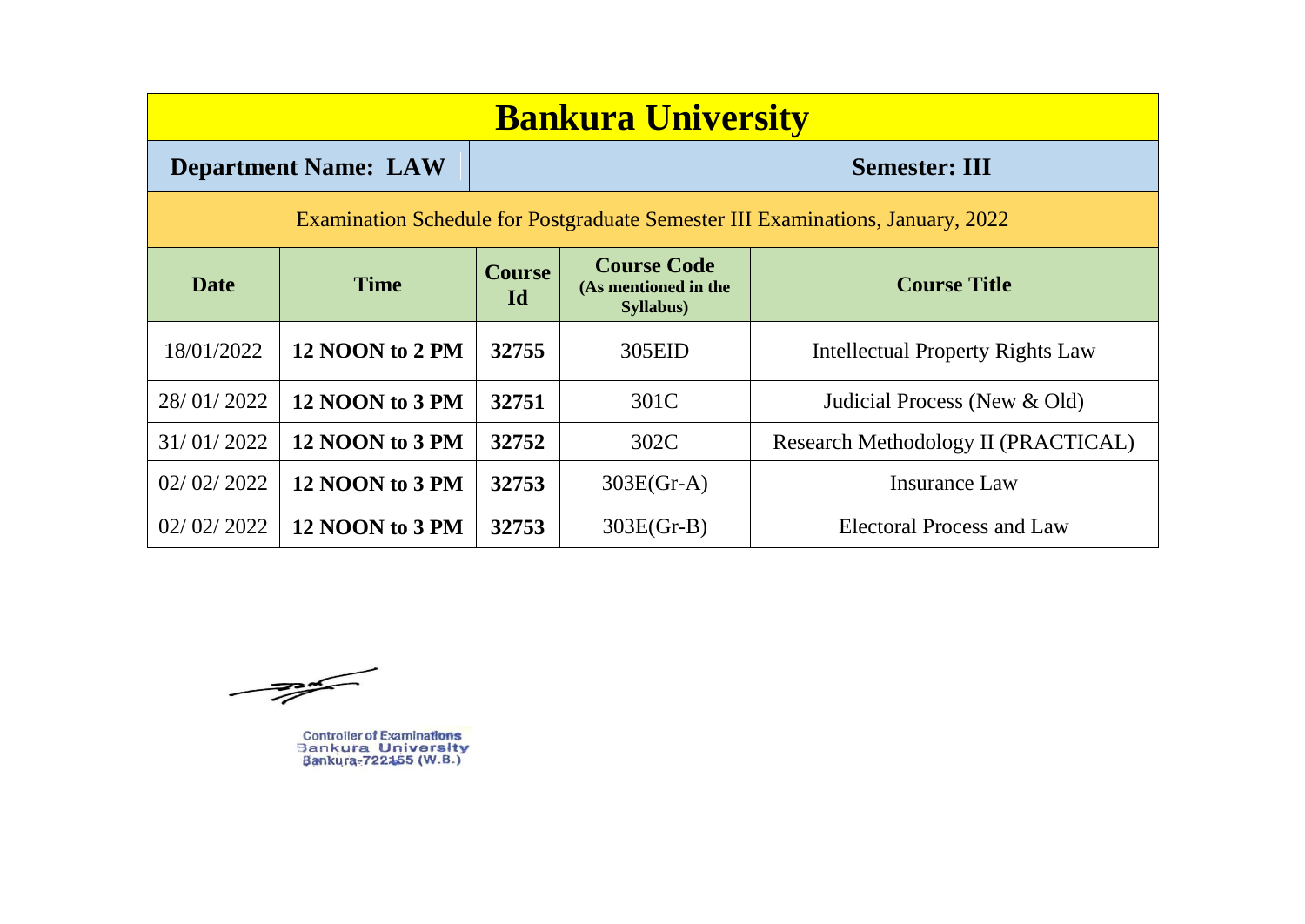# Bankura University

**Department Name: LAW** | **Semester: III**

Examination Schedule for Postgraduate Semester III Examinations, January, 2022

| Date | Time | Course Id | Course Code (As mentioned in the Syllabus) | Course Title |
|---|---|---|---|---|
| 18/01/2022 | **12 NOON to 2 PM** | **32755** | 305EID | Intellectual Property Rights Law |
| 28/ 01/ 2022 | **12 NOON to 3 PM** | **32751** | 301C | Judicial Process (New & Old) |
| 31/ 01/ 2022 | **12 NOON to 3 PM** | **32752** | 302C | Research Methodology II (PRACTICAL) |
| 02/ 02/ 2022 | **12 NOON to 3 PM** | **32753** | 303E(Gr-A) | Insurance Law |
| 02/ 02/ 2022 | **12 NOON to 3 PM** | **32753** | 303E(Gr-B) | Electoral Process and Law |

Controller of Examinations
Bankura University
Bankura-722155 (W.B.)